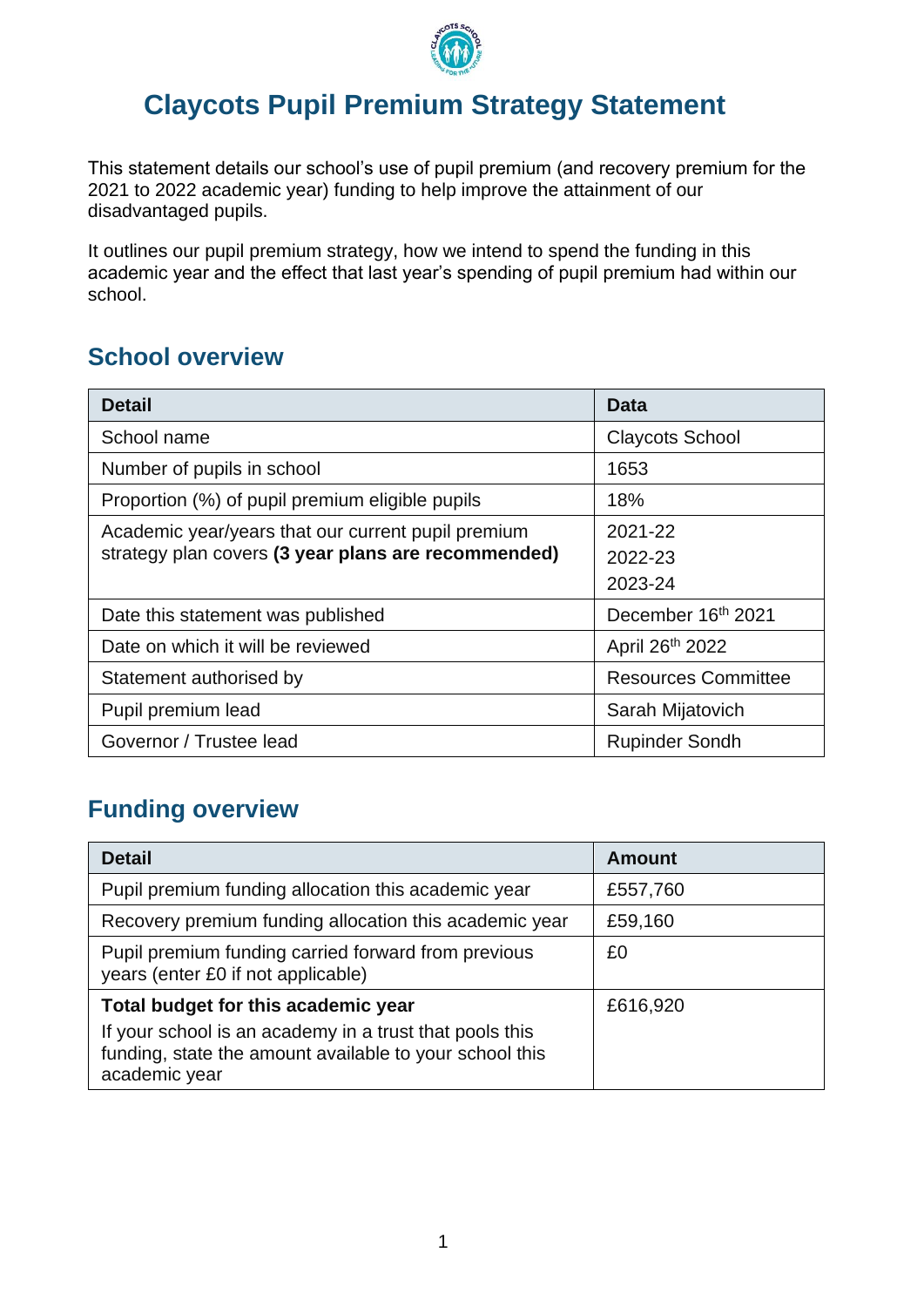# Claycots Pupil Premium Strategy Statement

This statement details our school's use of pupil premium (and recovery premium for the 2021 to 2022 academic year) funding to help improve the attainment of our disadvantaged pupils.

It outlines our pupil premium strategy, how we intend to spend the funding in this academic year and the effect that last year's spending of pupil premium had within our school.

## School overview

| Detail | Data |
|---|---|
| School name | Claycots School |
| Number of pupils in school | 1653 |
| Proportion (%) of pupil premium eligible pupils | 18% |
| Academic year/years that our current pupil premium strategy plan covers **(3 year plans are recommended)** | 2021-22<br>2022-23<br>2023-24 |
| Date this statement was published | December 16th 2021 |
| Date on which it will be reviewed | April 26th 2022 |
| Statement authorised by | Resources Committee |
| Pupil premium lead | Sarah Mijatovich |
| Governor / Trustee lead | Rupinder Sondh |

## Funding overview

| Detail | Amount |
|---|---|
| Pupil premium funding allocation this academic year | £557,760 |
| Recovery premium funding allocation this academic year | £59,160 |
| Pupil premium funding carried forward from previous years (enter £0 if not applicable) | £0 |
| **Total budget for this academic year**<br>If your school is an academy in a trust that pools this funding, state the amount available to your school this academic year | £616,920 |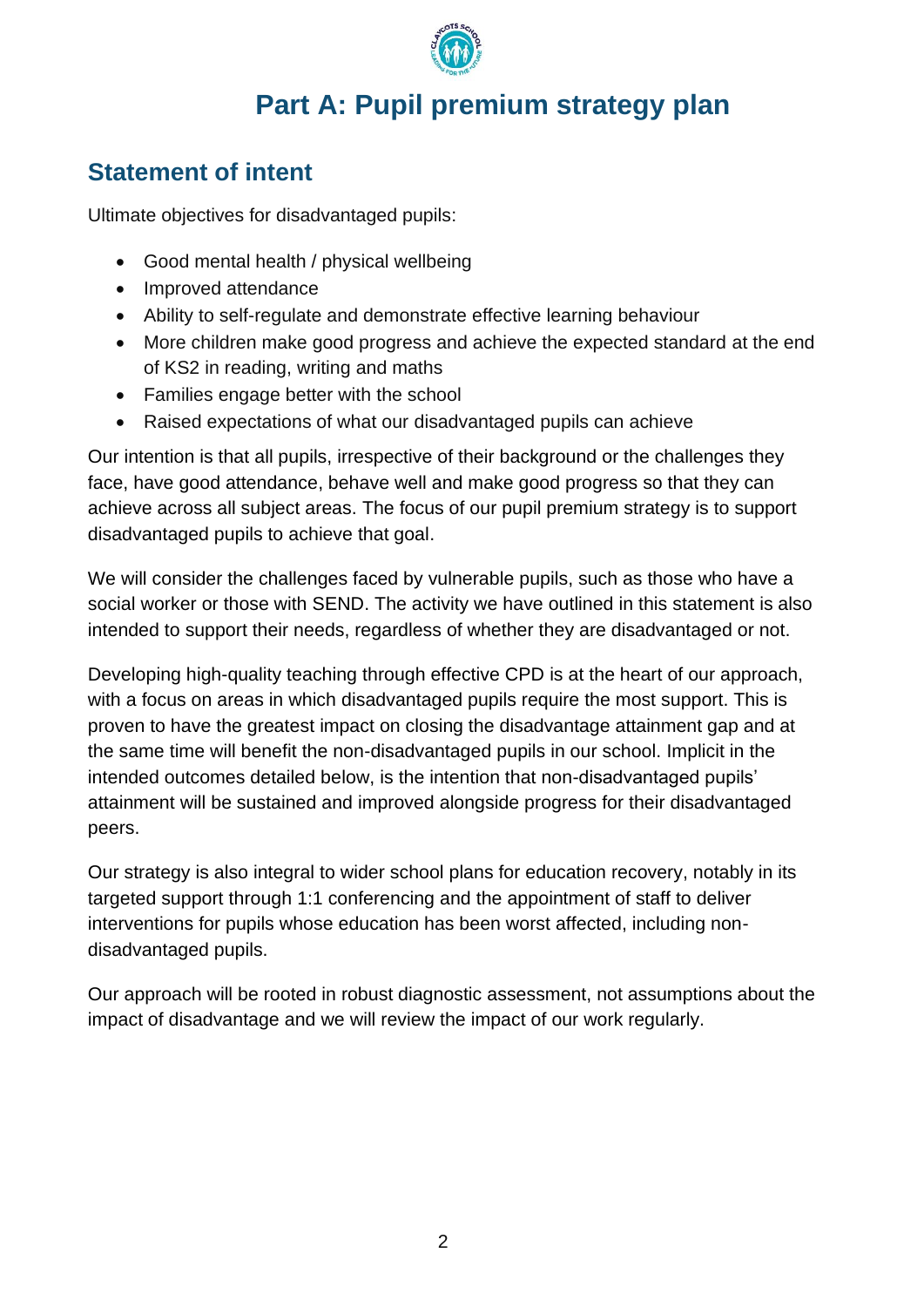# Part A: Pupil premium strategy plan

## Statement of intent

Ultimate objectives for disadvantaged pupils:

- Good mental health / physical wellbeing
- Improved attendance
- Ability to self-regulate and demonstrate effective learning behaviour
- More children make good progress and achieve the expected standard at the end of KS2 in reading, writing and maths
- Families engage better with the school
- Raised expectations of what our disadvantaged pupils can achieve

Our intention is that all pupils, irrespective of their background or the challenges they face, have good attendance, behave well and make good progress so that they can achieve across all subject areas. The focus of our pupil premium strategy is to support disadvantaged pupils to achieve that goal.

We will consider the challenges faced by vulnerable pupils, such as those who have a social worker or those with SEND. The activity we have outlined in this statement is also intended to support their needs, regardless of whether they are disadvantaged or not.

Developing high-quality teaching through effective CPD is at the heart of our approach, with a focus on areas in which disadvantaged pupils require the most support. This is proven to have the greatest impact on closing the disadvantage attainment gap and at the same time will benefit the non-disadvantaged pupils in our school. Implicit in the intended outcomes detailed below, is the intention that non-disadvantaged pupils' attainment will be sustained and improved alongside progress for their disadvantaged peers.

Our strategy is also integral to wider school plans for education recovery, notably in its targeted support through 1:1 conferencing and the appointment of staff to deliver interventions for pupils whose education has been worst affected, including non-disadvantaged pupils.

Our approach will be rooted in robust diagnostic assessment, not assumptions about the impact of disadvantage and we will review the impact of our work regularly.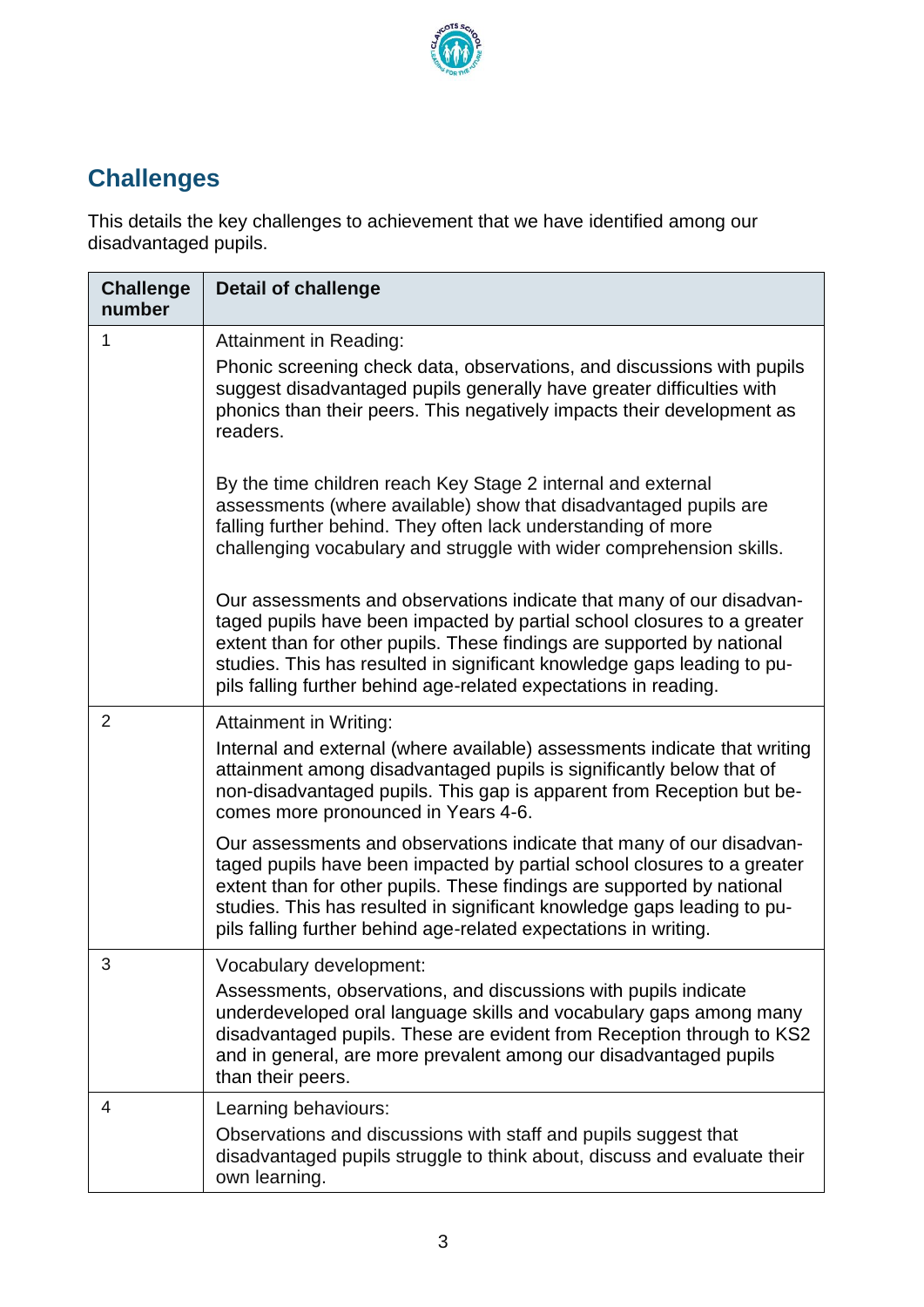## Challenges

This details the key challenges to achievement that we have identified among our disadvantaged pupils.

| Challenge number | Detail of challenge |
| --- | --- |
| 1 | Attainment in Reading:<br>Phonic screening check data, observations, and discussions with pupils suggest disadvantaged pupils generally have greater difficulties with phonics than their peers. This negatively impacts their development as readers.<br><br>By the time children reach Key Stage 2 internal and external assessments (where available) show that disadvantaged pupils are falling further behind. They often lack understanding of more challenging vocabulary and struggle with wider comprehension skills.<br><br>Our assessments and observations indicate that many of our disadvantaged pupils have been impacted by partial school closures to a greater extent than for other pupils. These findings are supported by national studies. This has resulted in significant knowledge gaps leading to pupils falling further behind age-related expectations in reading. |
| 2 | Attainment in Writing:<br>Internal and external (where available) assessments indicate that writing attainment among disadvantaged pupils is significantly below that of non-disadvantaged pupils. This gap is apparent from Reception but becomes more pronounced in Years 4-6.<br><br>Our assessments and observations indicate that many of our disadvantaged pupils have been impacted by partial school closures to a greater extent than for other pupils. These findings are supported by national studies. This has resulted in significant knowledge gaps leading to pupils falling further behind age-related expectations in writing. |
| 3 | Vocabulary development:<br>Assessments, observations, and discussions with pupils indicate underdeveloped oral language skills and vocabulary gaps among many disadvantaged pupils. These are evident from Reception through to KS2 and in general, are more prevalent among our disadvantaged pupils than their peers. |
| 4 | Learning behaviours:<br>Observations and discussions with staff and pupils suggest that disadvantaged pupils struggle to think about, discuss and evaluate their own learning. |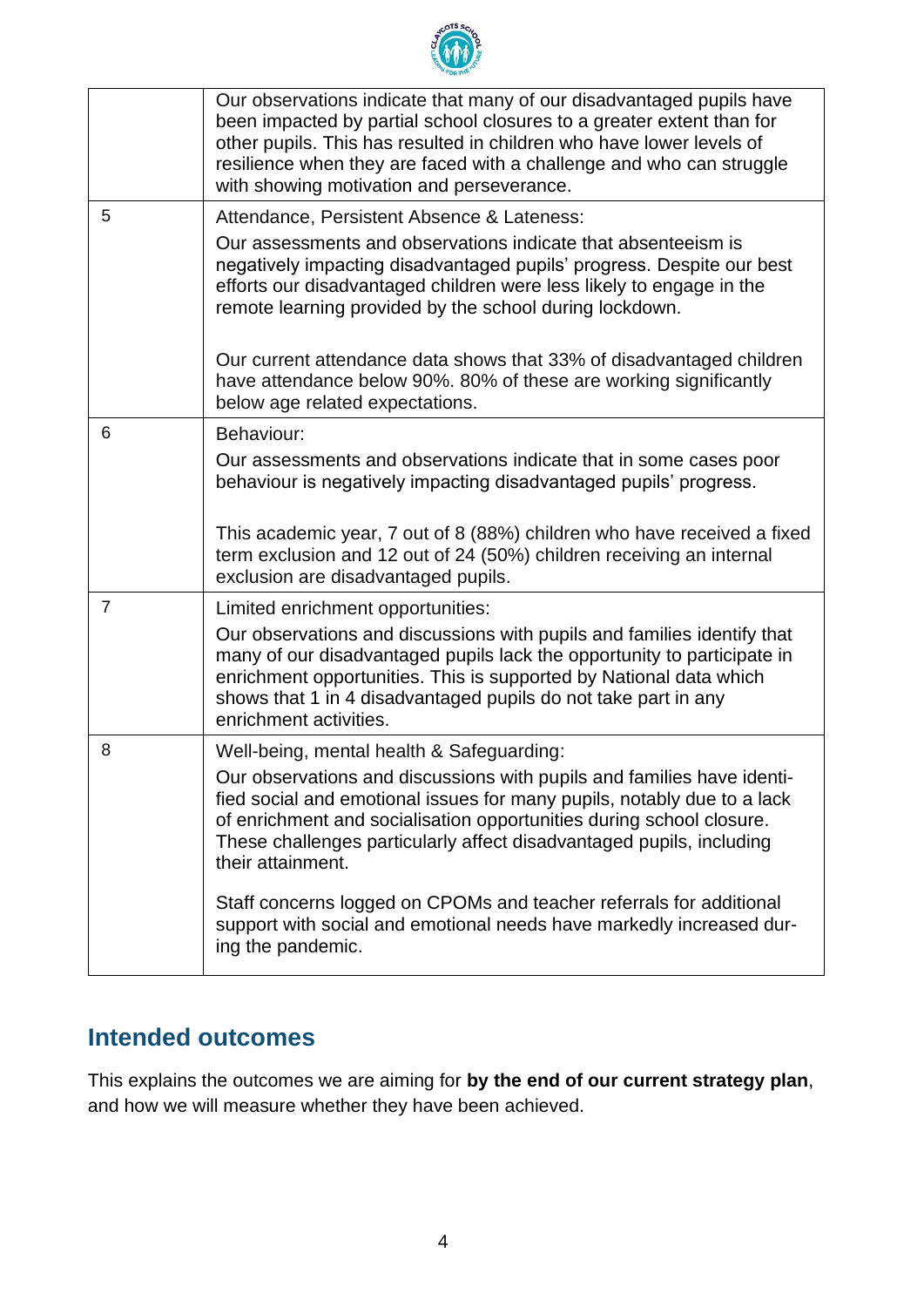| | |
|---|---|
| | Our observations indicate that many of our disadvantaged pupils have been impacted by partial school closures to a greater extent than for other pupils. This has resulted in children who have lower levels of resilience when they are faced with a challenge and who can struggle with showing motivation and perseverance. |
| 5 | Attendance, Persistent Absence & Lateness:<br><br>Our assessments and observations indicate that absenteeism is negatively impacting disadvantaged pupils' progress. Despite our best efforts our disadvantaged children were less likely to engage in the remote learning provided by the school during lockdown.<br><br>Our current attendance data shows that 33% of disadvantaged children have attendance below 90%. 80% of these are working significantly below age related expectations. |
| 6 | Behaviour:<br><br>Our assessments and observations indicate that in some cases poor behaviour is negatively impacting disadvantaged pupils' progress.<br><br>This academic year, 7 out of 8 (88%) children who have received a fixed term exclusion and 12 out of 24 (50%) children receiving an internal exclusion are disadvantaged pupils. |
| 7 | Limited enrichment opportunities:<br><br>Our observations and discussions with pupils and families identify that many of our disadvantaged pupils lack the opportunity to participate in enrichment opportunities. This is supported by National data which shows that 1 in 4 disadvantaged pupils do not take part in any enrichment activities. |
| 8 | Well-being, mental health & Safeguarding:<br><br>Our observations and discussions with pupils and families have identified social and emotional issues for many pupils, notably due to a lack of enrichment and socialisation opportunities during school closure. These challenges particularly affect disadvantaged pupils, including their attainment.<br><br>Staff concerns logged on CPOMs and teacher referrals for additional support with social and emotional needs have markedly increased during the pandemic. |

## Intended outcomes

This explains the outcomes we are aiming for **by the end of our current strategy plan**, and how we will measure whether they have been achieved.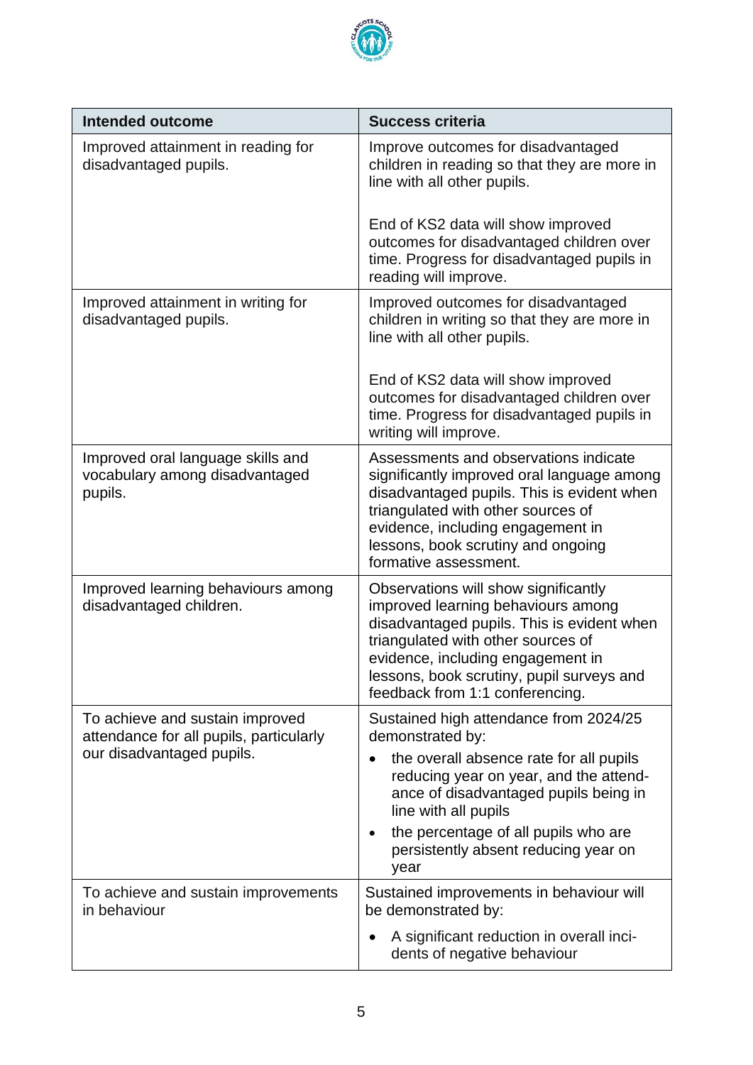| Intended outcome | Success criteria |
|---|---|
| Improved attainment in reading for disadvantaged pupils. | Improve outcomes for disadvantaged children in reading so that they are more in line with all other pupils.<br><br>End of KS2 data will show improved outcomes for disadvantaged children over time. Progress for disadvantaged pupils in reading will improve. |
| Improved attainment in writing for disadvantaged pupils. | Improved outcomes for disadvantaged children in writing so that they are more in line with all other pupils.<br><br>End of KS2 data will show improved outcomes for disadvantaged children over time. Progress for disadvantaged pupils in writing will improve. |
| Improved oral language skills and vocabulary among disadvantaged pupils. | Assessments and observations indicate significantly improved oral language among disadvantaged pupils. This is evident when triangulated with other sources of evidence, including engagement in lessons, book scrutiny and ongoing formative assessment. |
| Improved learning behaviours among disadvantaged children. | Observations will show significantly improved learning behaviours among disadvantaged pupils. This is evident when triangulated with other sources of evidence, including engagement in lessons, book scrutiny, pupil surveys and feedback from 1:1 conferencing. |
| To achieve and sustain improved attendance for all pupils, particularly our disadvantaged pupils. | Sustained high attendance from 2024/25 demonstrated by:<br>• the overall absence rate for all pupils reducing year on year, and the attendance of disadvantaged pupils being in line with all pupils<br>• the percentage of all pupils who are persistently absent reducing year on year |
| To achieve and sustain improvements in behaviour | Sustained improvements in behaviour will be demonstrated by:<br>• A significant reduction in overall incidents of negative behaviour |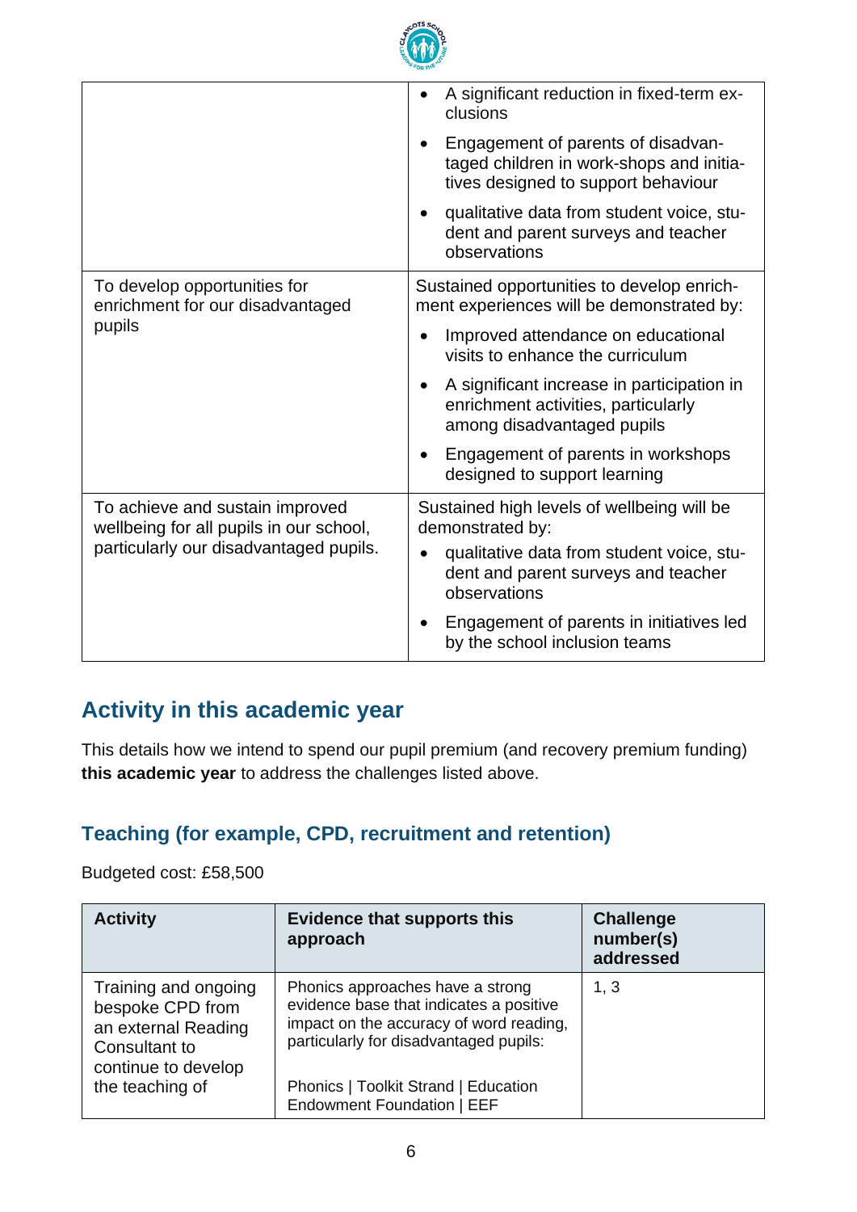| | |
|---|---|
| | • A significant reduction in fixed-term exclusions<br>• Engagement of parents of disadvantaged children in work-shops and initiatives designed to support behaviour<br>• qualitative data from student voice, student and parent surveys and teacher observations |
| To develop opportunities for enrichment for our disadvantaged pupils | Sustained opportunities to develop enrichment experiences will be demonstrated by:<br>• Improved attendance on educational visits to enhance the curriculum<br>• A significant increase in participation in enrichment activities, particularly among disadvantaged pupils<br>• Engagement of parents in workshops designed to support learning |
| To achieve and sustain improved wellbeing for all pupils in our school, particularly our disadvantaged pupils. | Sustained high levels of wellbeing will be demonstrated by:<br>• qualitative data from student voice, student and parent surveys and teacher observations<br>• Engagement of parents in initiatives led by the school inclusion teams |

## Activity in this academic year

This details how we intend to spend our pupil premium (and recovery premium funding) **this academic year** to address the challenges listed above.

### Teaching (for example, CPD, recruitment and retention)

Budgeted cost: £58,500

| Activity | Evidence that supports this approach | Challenge number(s) addressed |
|---|---|---|
| Training and ongoing bespoke CPD from an external Reading Consultant to continue to develop the teaching of | Phonics approaches have a strong evidence base that indicates a positive impact on the accuracy of word reading, particularly for disadvantaged pupils:<br><br>Phonics \| Toolkit Strand \| Education Endowment Foundation \| EEF | 1, 3 |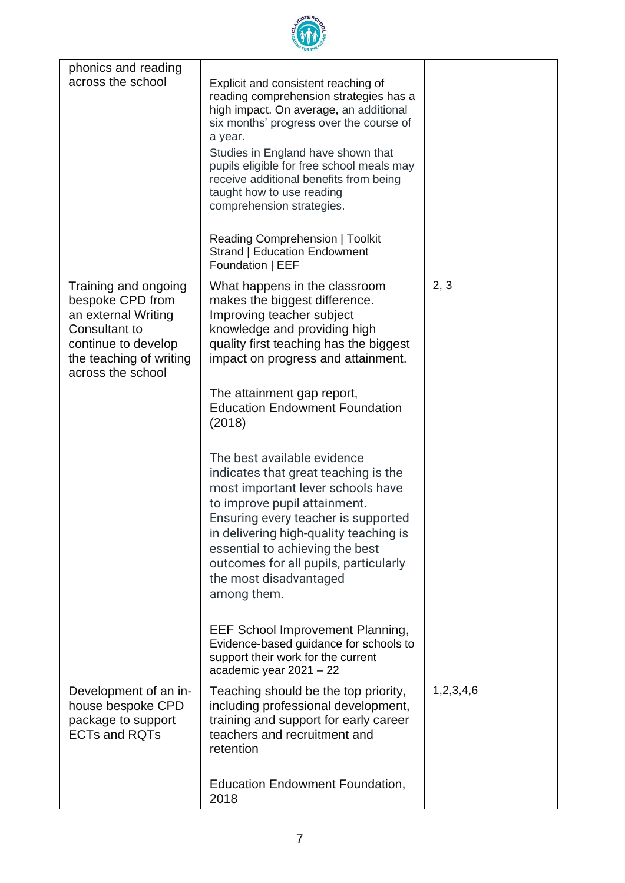| | | |
|---|---|---|
| phonics and reading across the school | Explicit and consistent reaching of reading comprehension strategies has a high impact. On average, an additional six months' progress over the course of a year.<br><br>Studies in England have shown that pupils eligible for free school meals may receive additional benefits from being taught how to use reading comprehension strategies.<br><br>Reading Comprehension \| Toolkit Strand \| Education Endowment Foundation \| EEF | |
| Training and ongoing bespoke CPD from an external Writing Consultant to continue to develop the teaching of writing across the school | What happens in the classroom makes the biggest difference. Improving teacher subject knowledge and providing high quality first teaching has the biggest impact on progress and attainment.<br><br>The attainment gap report, Education Endowment Foundation (2018)<br><br>The best available evidence indicates that great teaching is the most important lever schools have to improve pupil attainment. Ensuring every teacher is supported in delivering high-quality teaching is essential to achieving the best outcomes for all pupils, particularly the most disadvantaged among them.<br><br>EEF School Improvement Planning, Evidence-based guidance for schools to support their work for the current academic year 2021 – 22 | 2, 3 |
| Development of an in-house bespoke CPD package to support ECTs and RQTs | Teaching should be the top priority, including professional development, training and support for early career teachers and recruitment and retention<br><br>Education Endowment Foundation, 2018 | 1,2,3,4,6 |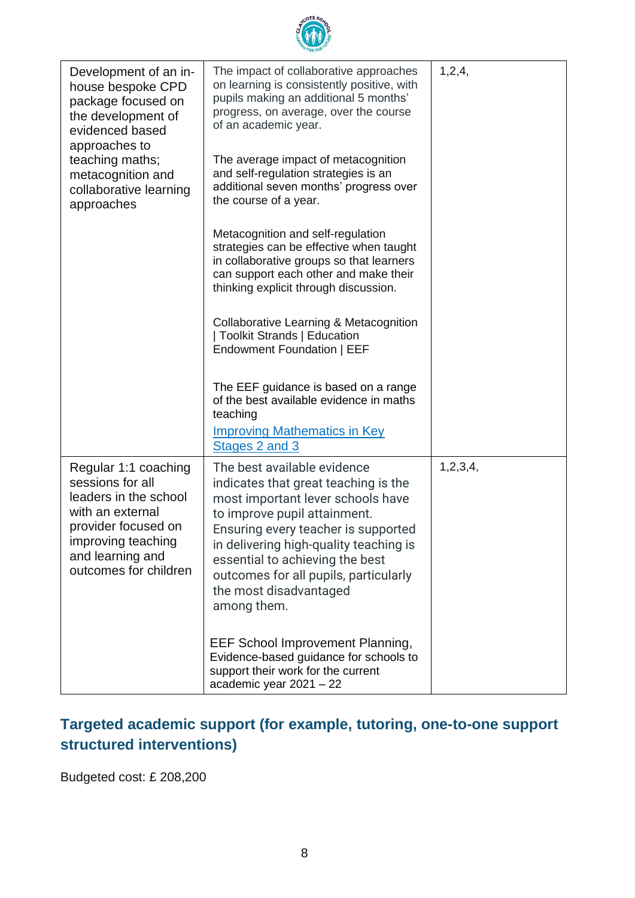| | | |
|---|---|---|
| Development of an in-house bespoke CPD package focused on the development of evidenced based approaches to teaching maths; metacognition and collaborative learning approaches | The impact of collaborative approaches on learning is consistently positive, with pupils making an additional 5 months' progress, on average, over the course of an academic year.<br><br>The average impact of metacognition and self-regulation strategies is an additional seven months' progress over the course of a year.<br><br>Metacognition and self-regulation strategies can be effective when taught in collaborative groups so that learners can support each other and make their thinking explicit through discussion.<br><br>Collaborative Learning & Metacognition \| Toolkit Strands \| Education Endowment Foundation \| EEF<br><br>The EEF guidance is based on a range of the best available evidence in maths teaching<br>[Improving Mathematics in Key Stages 2 and 3]() | 1,2,4, |
| Regular 1:1 coaching sessions for all leaders in the school with an external provider focused on improving teaching and learning and outcomes for children | The best available evidence indicates that great teaching is the most important lever schools have to improve pupil attainment. Ensuring every teacher is supported in delivering high-quality teaching is essential to achieving the best outcomes for all pupils, particularly the most disadvantaged among them.<br><br>EEF School Improvement Planning, Evidence-based guidance for schools to support their work for the current academic year 2021 – 22 | 1,2,3,4, |

## Targeted academic support (for example, tutoring, one-to-one support structured interventions)

Budgeted cost: £ 208,200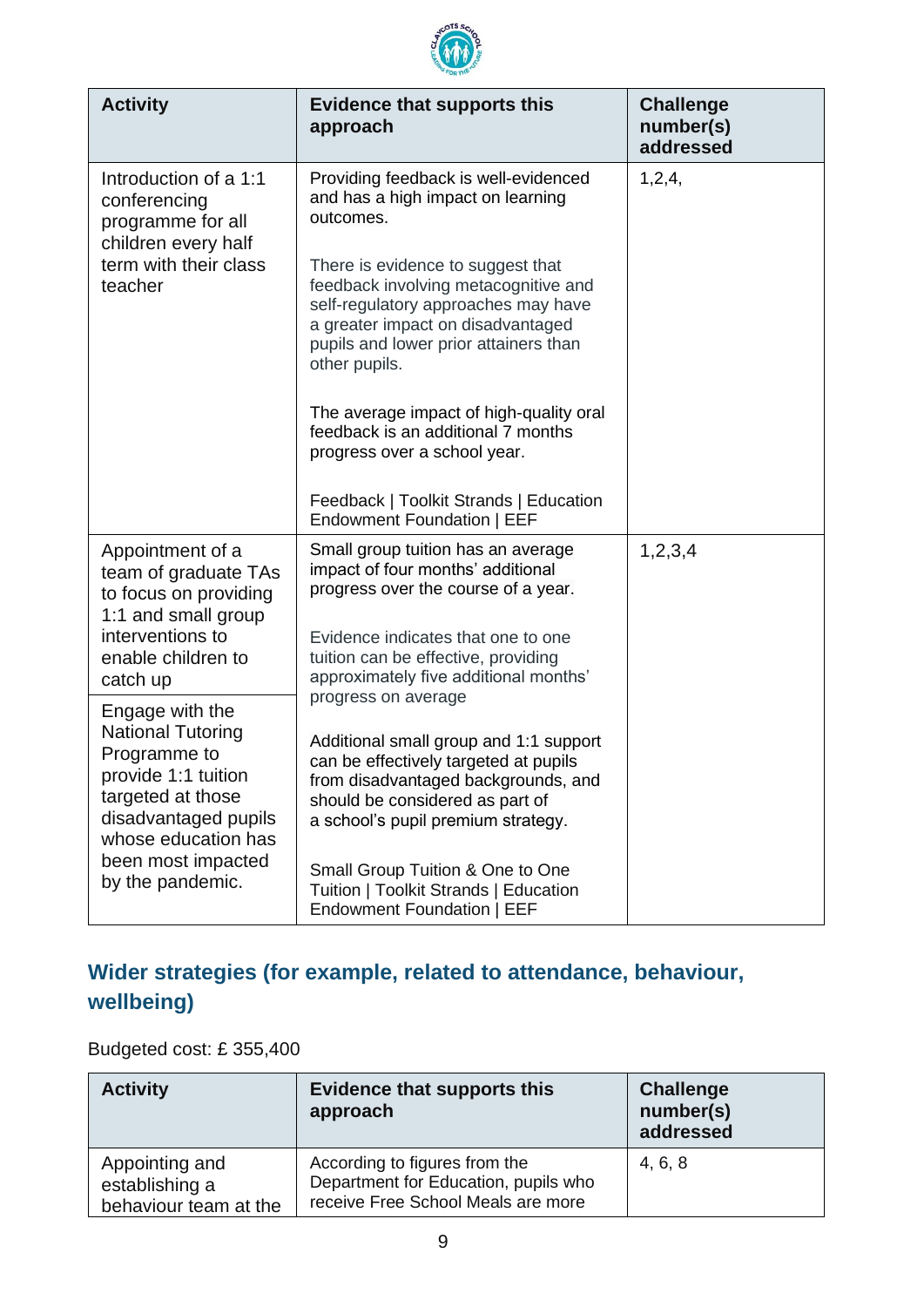| Activity | Evidence that supports this approach | Challenge number(s) addressed |
|---|---|---|
| Introduction of a 1:1 conferencing programme for all children every half term with their class teacher | Providing feedback is well-evidenced and has a high impact on learning outcomes.<br><br>There is evidence to suggest that feedback involving metacognitive and self-regulatory approaches may have a greater impact on disadvantaged pupils and lower prior attainers than other pupils.<br><br>The average impact of high-quality oral feedback is an additional 7 months progress over a school year.<br><br>Feedback \| Toolkit Strands \| Education Endowment Foundation \| EEF | 1,2,4, |
| Appointment of a team of graduate TAs to focus on providing 1:1 and small group interventions to enable children to catch up<br><br>Engage with the National Tutoring Programme to provide 1:1 tuition targeted at those disadvantaged pupils whose education has been most impacted by the pandemic. | Small group tuition has an average impact of four months' additional progress over the course of a year.<br><br>Evidence indicates that one to one tuition can be effective, providing approximately five additional months' progress on average<br><br>Additional small group and 1:1 support can be effectively targeted at pupils from disadvantaged backgrounds, and should be considered as part of a school's pupil premium strategy.<br><br>Small Group Tuition & One to One Tuition \| Toolkit Strands \| Education Endowment Foundation \| EEF | 1,2,3,4 |

## Wider strategies (for example, related to attendance, behaviour, wellbeing)

Budgeted cost: £ 355,400

| Activity | Evidence that supports this approach | Challenge number(s) addressed |
|---|---|---|
| Appointing and establishing a behaviour team at the | According to figures from the Department for Education, pupils who receive Free School Meals are more | 4, 6, 8 |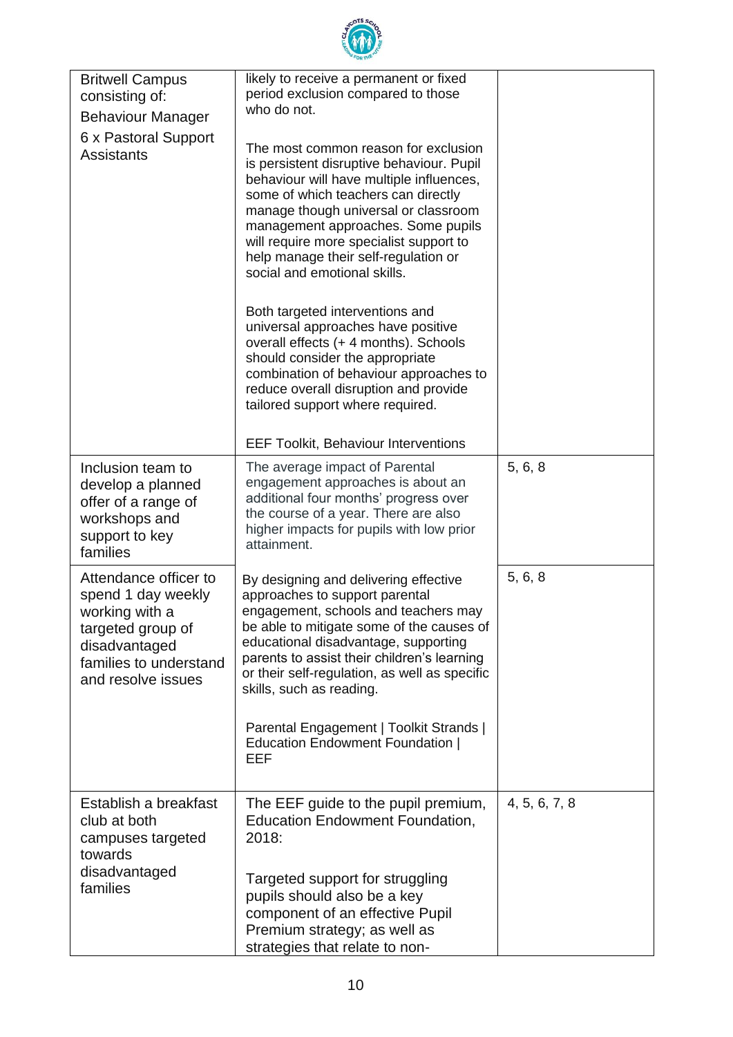| | | |
|---|---|---|
| Britwell Campus consisting of: Behaviour Manager 6 x Pastoral Support Assistants | likely to receive a permanent or fixed period exclusion compared to those who do not. <br><br> The most common reason for exclusion is persistent disruptive behaviour. Pupil behaviour will have multiple influences, some of which teachers can directly manage though universal or classroom management approaches. Some pupils will require more specialist support to help manage their self-regulation or social and emotional skills. <br><br> Both targeted interventions and universal approaches have positive overall effects (+ 4 months). Schools should consider the appropriate combination of behaviour approaches to reduce overall disruption and provide tailored support where required. <br><br> EEF Toolkit, Behaviour Interventions | |
| Inclusion team to develop a planned offer of a range of workshops and support to key families | The average impact of Parental engagement approaches is about an additional four months' progress over the course of a year. There are also higher impacts for pupils with low prior attainment. | 5, 6, 8 |
| Attendance officer to spend 1 day weekly working with a targeted group of disadvantaged families to understand and resolve issues | By designing and delivering effective approaches to support parental engagement, schools and teachers may be able to mitigate some of the causes of educational disadvantage, supporting parents to assist their children's learning or their self-regulation, as well as specific skills, such as reading. <br><br> Parental Engagement \| Toolkit Strands \| Education Endowment Foundation \| EEF | 5, 6, 8 |
| Establish a breakfast club at both campuses targeted towards disadvantaged families | The EEF guide to the pupil premium, Education Endowment Foundation, 2018: <br><br> Targeted support for struggling pupils should also be a key component of an effective Pupil Premium strategy; as well as strategies that relate to non- | 4, 5, 6, 7, 8 |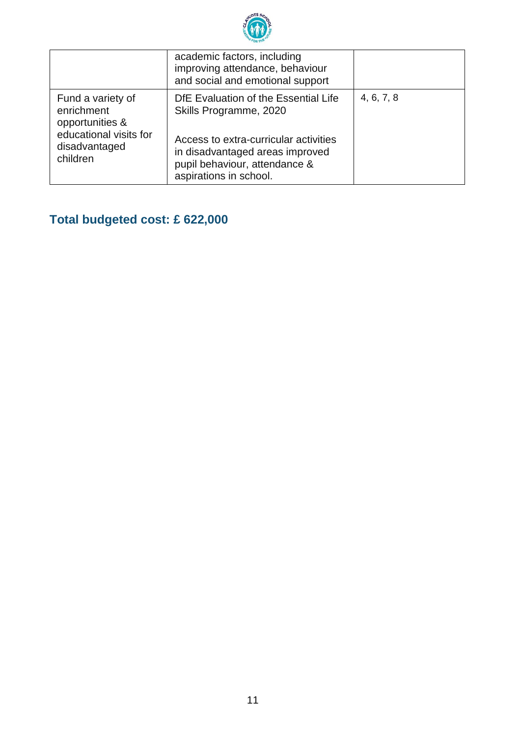| | | |
|---|---|---|
| | academic factors, including improving attendance, behaviour and social and emotional support | |
| Fund a variety of enrichment opportunities & educational visits for disadvantaged children | DfE Evaluation of the Essential Life Skills Programme, 2020<br><br>Access to extra-curricular activities in disadvantaged areas improved pupil behaviour, attendance & aspirations in school. | 4, 6, 7, 8 |

## Total budgeted cost: £ 622,000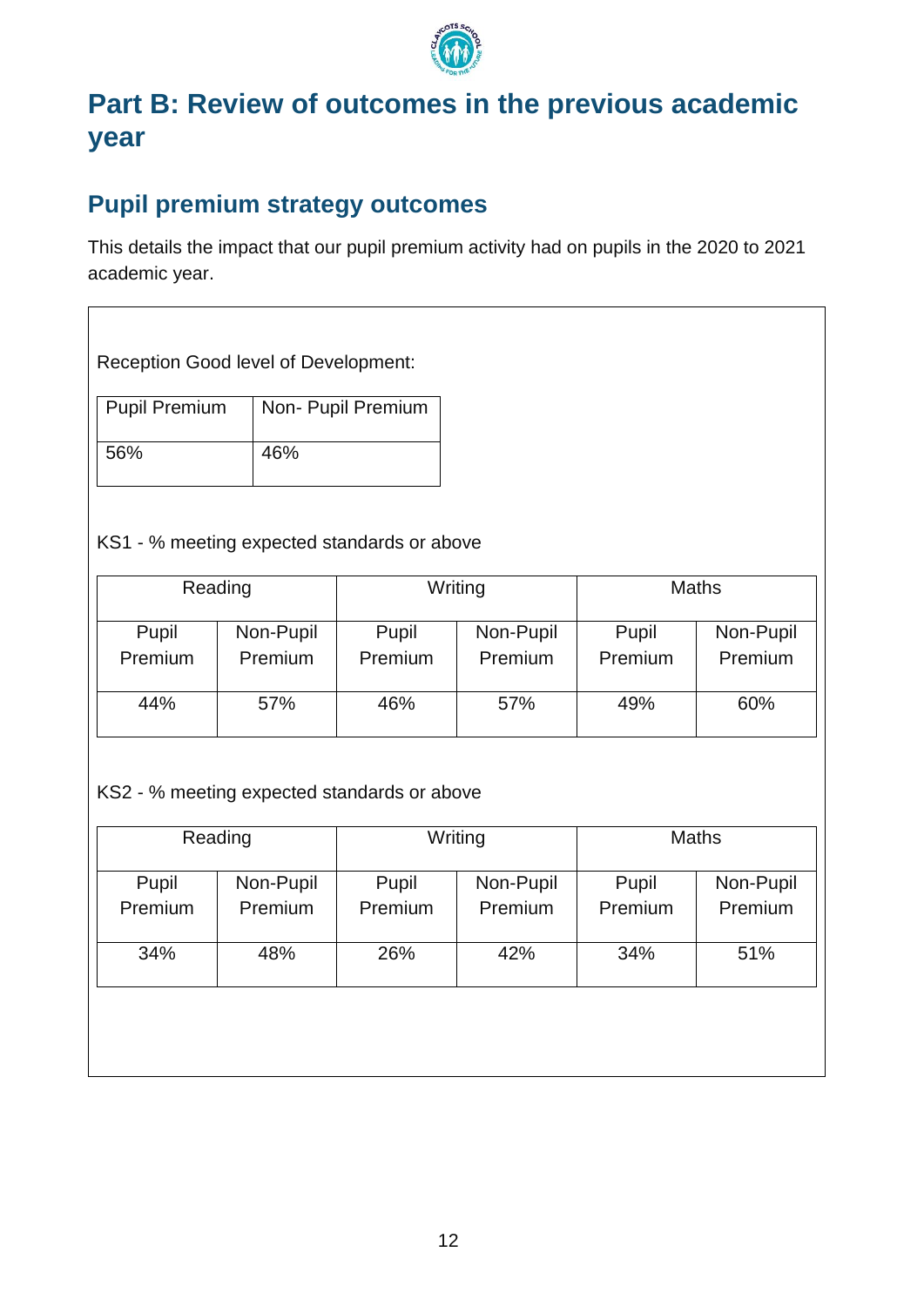# Part B: Review of outcomes in the previous academic year

## Pupil premium strategy outcomes

This details the impact that our pupil premium activity had on pupils in the 2020 to 2021 academic year.

Reception Good level of Development:

| Pupil Premium | Non- Pupil Premium |
|---|---|
| 56% | 46% |

KS1 - % meeting expected standards or above

| Reading | | Writing | | Maths | |
|---|---|---|---|---|---|
| Pupil Premium | Non-Pupil Premium | Pupil Premium | Non-Pupil Premium | Pupil Premium | Non-Pupil Premium |
| 44% | 57% | 46% | 57% | 49% | 60% |

KS2 - % meeting expected standards or above

| Reading | | Writing | | Maths | |
|---|---|---|---|---|---|
| Pupil Premium | Non-Pupil Premium | Pupil Premium | Non-Pupil Premium | Pupil Premium | Non-Pupil Premium |
| 34% | 48% | 26% | 42% | 34% | 51% |